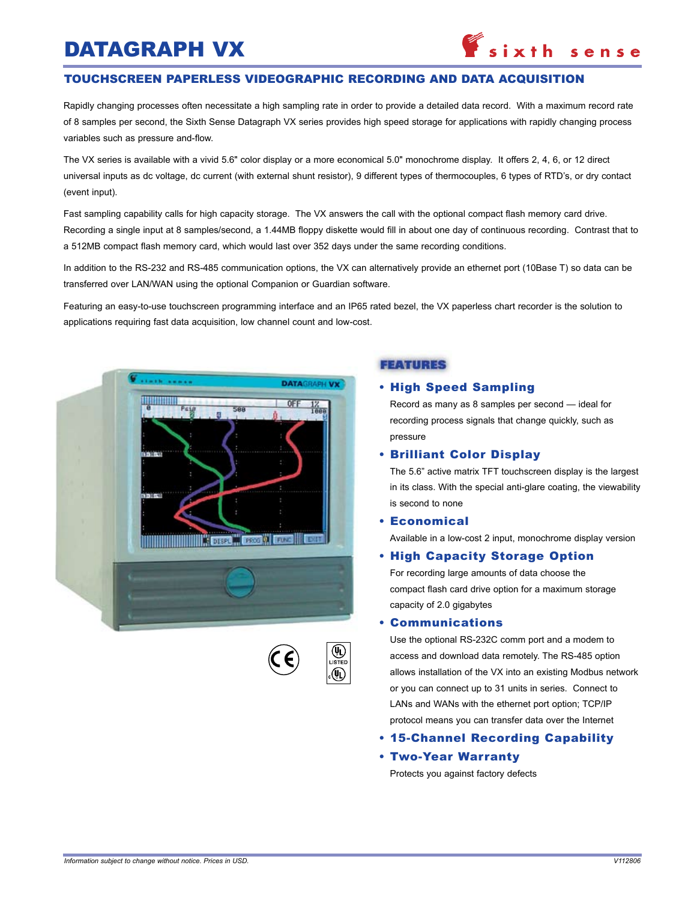# DATAGRAPH VX

## TOUCHSCREEN PAPERLESS VIDEOGRAPHIC RECORDING AND DATA ACQUISITION

Rapidly changing processes often necessitate a high sampling rate in order to provide a detailed data record. With a maximum record rate of 8 samples per second, the Sixth Sense Datagraph VX series provides high speed storage for applications with rapidly changing process variables such as pressure and-flow.

The VX series is available with a vivid 5.6" color display or a more economical 5.0" monochrome display. It offers 2, 4, 6, or 12 direct universal inputs as dc voltage, dc current (with external shunt resistor), 9 different types of thermocouples, 6 types of RTD's, or dry contact (event input).

Fast sampling capability calls for high capacity storage. The VX answers the call with the optional compact flash memory card drive. Recording a single input at 8 samples/second, a 1.44MB floppy diskette would fill in about one day of continuous recording. Contrast that to a 512MB compact flash memory card, which would last over 352 days under the same recording conditions.

In addition to the RS-232 and RS-485 communication options, the VX can alternatively provide an ethernet port (10Base T) so data can be transferred over LAN/WAN using the optional Companion or Guardian software.

Featuring an easy-to-use touchscreen programming interface and an IP65 rated bezel, the VX paperless chart recorder is the solution to applications requiring fast data acquisition, low channel count and low-cost.

## FEATURES

- **High Speed Sampling**
  Record as many as 8 samples per second — ideal for recording process signals that change quickly, such as pressure
- **Brilliant Color Display**
  The 5.6" active matrix TFT touchscreen display is the largest in its class. With the special anti-glare coating, the viewability is second to none
- **Economical**
  Available in a low-cost 2 input, monochrome display version
- **High Capacity Storage Option**
  For recording large amounts of data choose the compact flash card drive option for a maximum storage capacity of 2.0 gigabytes
- **Communications**
  Use the optional RS-232C comm port and a modem to access and download data remotely. The RS-485 option allows installation of the VX into an existing Modbus network or you can connect up to 31 units in series. Connect to LANs and WANs with the ethernet port option; TCP/IP protocol means you can transfer data over the Internet
- **15-Channel Recording Capability**
- **Two-Year Warranty**
  Protects you against factory defects

*Information subject to change without notice. Prices in USD.*

V112806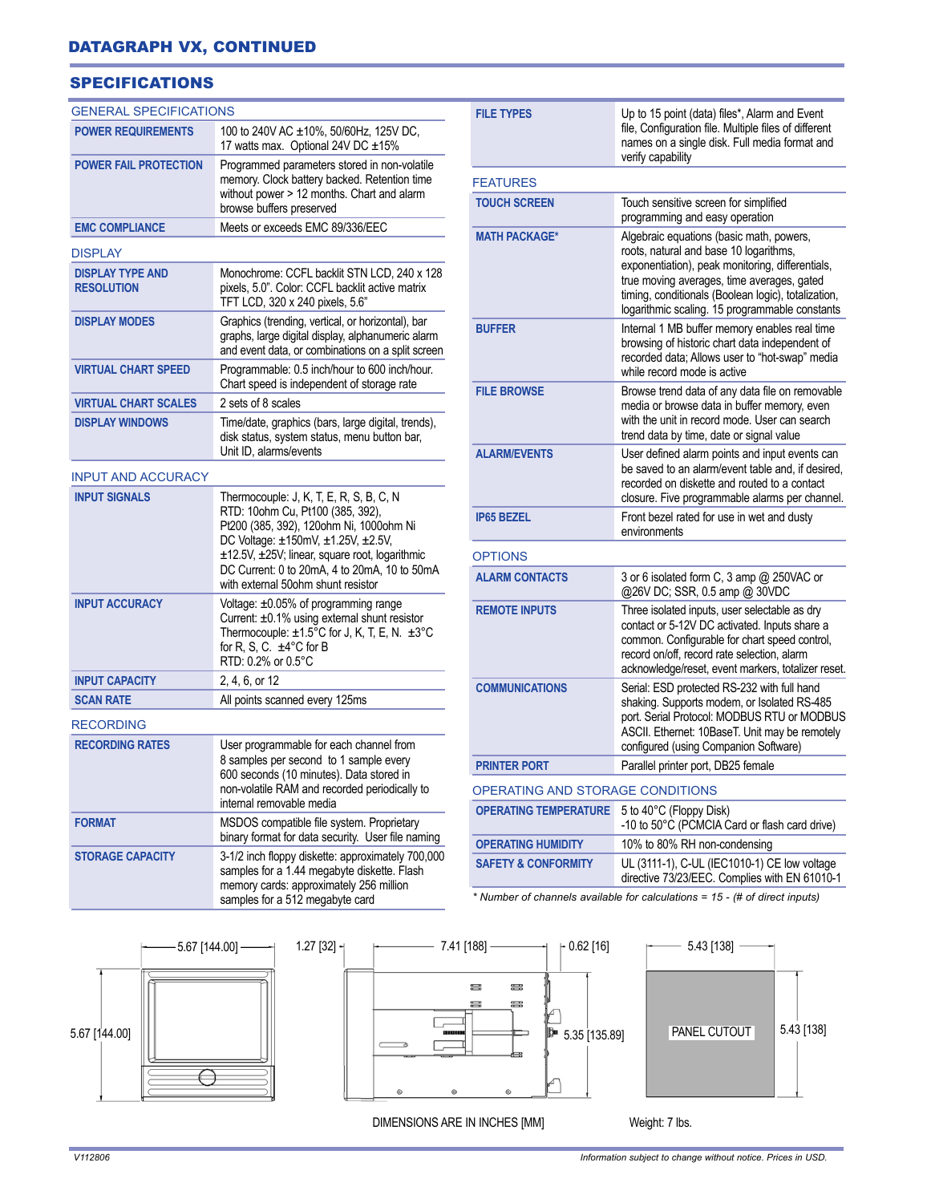## DATAGRAPH VX, CONTINUED

## SPECIFICATIONS

### GENERAL SPECIFICATIONS

| | |
|---|---|
| **POWER REQUIREMENTS** | 100 to 240V AC ±10%, 50/60Hz, 125V DC, 17 watts max. Optional 24V DC ±15% |
| **POWER FAIL PROTECTION** | Programmed parameters stored in non-volatile memory. Clock battery backed. Retention time without power > 12 months. Chart and alarm browse buffers preserved |
| **EMC COMPLIANCE** | Meets or exceeds EMC 89/336/EEC |

### DISPLAY

| | |
|---|---|
| **DISPLAY TYPE AND RESOLUTION** | Monochrome: CCFL backlit STN LCD, 240 x 128 pixels, 5.0". Color: CCFL backlit active matrix TFT LCD, 320 x 240 pixels, 5.6" |
| **DISPLAY MODES** | Graphics (trending, vertical, or horizontal), bar graphs, large digital display, alphanumeric alarm and event data, or combinations on a split screen |
| **VIRTUAL CHART SPEED** | Programmable: 0.5 inch/hour to 600 inch/hour. Chart speed is independent of storage rate |
| **VIRTUAL CHART SCALES** | 2 sets of 8 scales |
| **DISPLAY WINDOWS** | Time/date, graphics (bars, large digital, trends), disk status, system status, menu button bar, Unit ID, alarms/events |

### INPUT AND ACCURACY

| | |
|---|---|
| **INPUT SIGNALS** | Thermocouple: J, K, T, E, R, S, B, C, N<br>RTD: 10ohm Cu, Pt100 (385, 392), Pt200 (385, 392), 120ohm Ni, 1000ohm Ni<br>DC Voltage: ±150mV, ±1.25V, ±2.5V, ±12.5V, ±25V; linear, square root, logarithmic<br>DC Current: 0 to 20mA, 4 to 20mA, 10 to 50mA with external 50ohm shunt resistor |
| **INPUT ACCURACY** | Voltage: ±0.05% of programming range<br>Current: ±0.1% using external shunt resistor<br>Thermocouple: ±1.5°C for J, K, T, E, N. ±3°C for R, S, C. ±4°C for B<br>RTD: 0.2% or 0.5°C |
| **INPUT CAPACITY** | 2, 4, 6, or 12 |
| **SCAN RATE** | All points scanned every 125ms |

### RECORDING

| | |
|---|---|
| **RECORDING RATES** | User programmable for each channel from 8 samples per second to 1 sample every 600 seconds (10 minutes). Data stored in non-volatile RAM and recorded periodically to internal removable media |
| **FORMAT** | MSDOS compatible file system. Proprietary binary format for data security. User file naming |
| **STORAGE CAPACITY** | 3-1/2 inch floppy diskette: approximately 700,000 samples for a 1.44 megabyte diskette. Flash memory cards: approximately 256 million samples for a 512 megabyte card |
| **FILE TYPES** | Up to 15 point (data) files*, Alarm and Event file, Configuration file. Multiple files of different names on a single disk. Full media format and verify capability |

### FEATURES

| | |
|---|---|
| **TOUCH SCREEN** | Touch sensitive screen for simplified programming and easy operation |
| **MATH PACKAGE*** | Algebraic equations (basic math, powers, roots, natural and base 10 logarithms, exponentiation), peak monitoring, differentials, true moving averages, time averages, gated timing, conditionals (Boolean logic), totalization, logarithmic scaling. 15 programmable constants |
| **BUFFER** | Internal 1 MB buffer memory enables real time browsing of historic chart data independent of recorded data; Allows user to "hot-swap" media while record mode is active |
| **FILE BROWSE** | Browse trend data of any data file on removable media or browse data in buffer memory, even with the unit in record mode. User can search trend data by time, date or signal value |
| **ALARM/EVENTS** | User defined alarm points and input events can be saved to an alarm/event table and, if desired, recorded on diskette and routed to a contact closure. Five programmable alarms per channel. |
| **IP65 BEZEL** | Front bezel rated for use in wet and dusty environments |

### OPTIONS

| | |
|---|---|
| **ALARM CONTACTS** | 3 or 6 isolated form C, 3 amp @ 250VAC or @26V DC; SSR, 0.5 amp @ 30VDC |
| **REMOTE INPUTS** | Three isolated inputs, user selectable as dry contact or 5-12V DC activated. Inputs share a common. Configurable for chart speed control, record on/off, record rate selection, alarm acknowledge/reset, event markers, totalizer reset. |
| **COMMUNICATIONS** | Serial: ESD protected RS-232 with full hand shaking. Supports modem, or Isolated RS-485 port. Serial Protocol: MODBUS RTU or MODBUS ASCII. Ethernet: 10BaseT. Unit may be remotely configured (using Companion Software) |
| **PRINTER PORT** | Parallel printer port, DB25 female |

### OPERATING AND STORAGE CONDITIONS

| | |
|---|---|
| **OPERATING TEMPERATURE** | 5 to 40°C (Floppy Disk)<br>-10 to 50°C (PCMCIA Card or flash card drive) |
| **OPERATING HUMIDITY** | 10% to 80% RH non-condensing |
| **SAFETY & CONFORMITY** | UL (3111-1), C-UL (IEC1010-1) CE low voltage directive 73/23/EEC. Complies with EN 61010-1 |

*\* Number of channels available for calculations = 15 - (# of direct inputs)*

5.67 [144.00] | 5.67 [144.00] | 1.27 [32] | 7.41 [188] | 0.62 [16] | 5.35 [135.89] | 5.43 [138] | PANEL CUTOUT | 5.43 [138]

DIMENSIONS ARE IN INCHES [MM]

Weight: 7 lbs.

V112806

Information subject to change without notice. Prices in USD.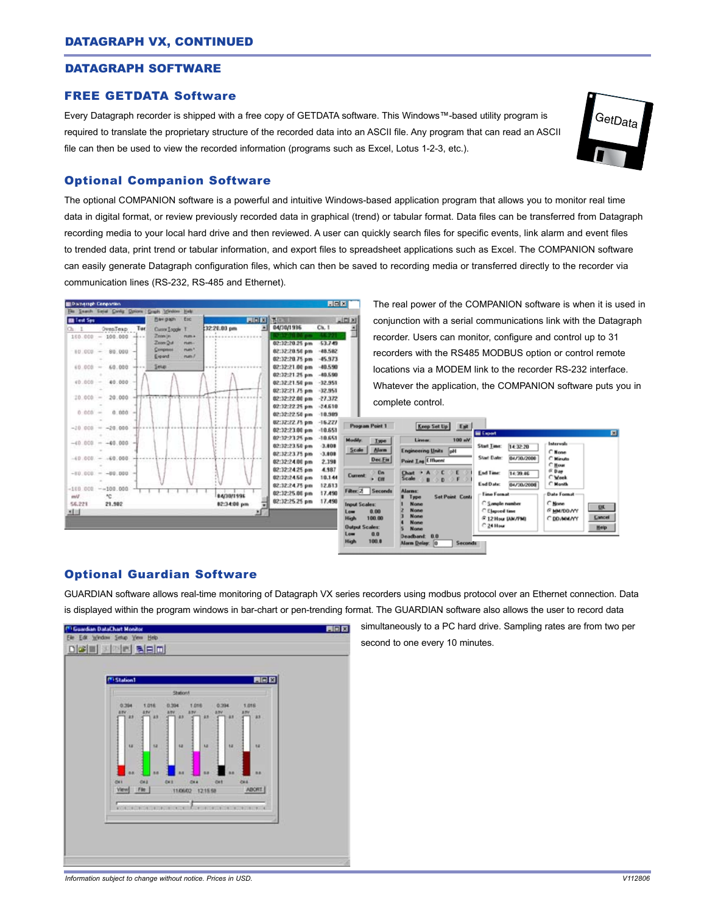## DATAGRAPH VX, CONTINUED

## DATAGRAPH SOFTWARE

### FREE GETDATA Software

Every Datagraph recorder is shipped with a free copy of GETDATA software. This Windows™-based utility program is required to translate the proprietary structure of the recorded data into an ASCII file. Any program that can read an ASCII file can then be used to view the recorded information (programs such as Excel, Lotus 1-2-3, etc.).

### Optional Companion Software

The optional COMPANION software is a powerful and intuitive Windows-based application program that allows you to monitor real time data in digital format, or review previously recorded data in graphical (trend) or tabular format. Data files can be transferred from Datagraph recording media to your local hard drive and then reviewed. A user can quickly search files for specific events, link alarm and event files to trended data, print trend or tabular information, and export files to spreadsheet applications such as Excel. The COMPANION software can easily generate Datagraph configuration files, which can then be saved to recording media or transferred directly to the recorder via communication lines (RS-232, RS-485 and Ethernet).

The real power of the COMPANION software is when it is used in conjunction with a serial communications link with the Datagraph recorder. Users can monitor, configure and control up to 31 recorders with the RS485 MODBUS option or control remote locations via a MODEM link to the recorder RS-232 interface. Whatever the application, the COMPANION software puts you in complete control.

### Optional Guardian Software

GUARDIAN software allows real-time monitoring of Datagraph VX series recorders using modbus protocol over an Ethernet connection. Data is displayed within the program windows in bar-chart or pen-trending format. The GUARDIAN software also allows the user to record data simultaneously to a PC hard drive. Sampling rates are from two per second to one every 10 minutes.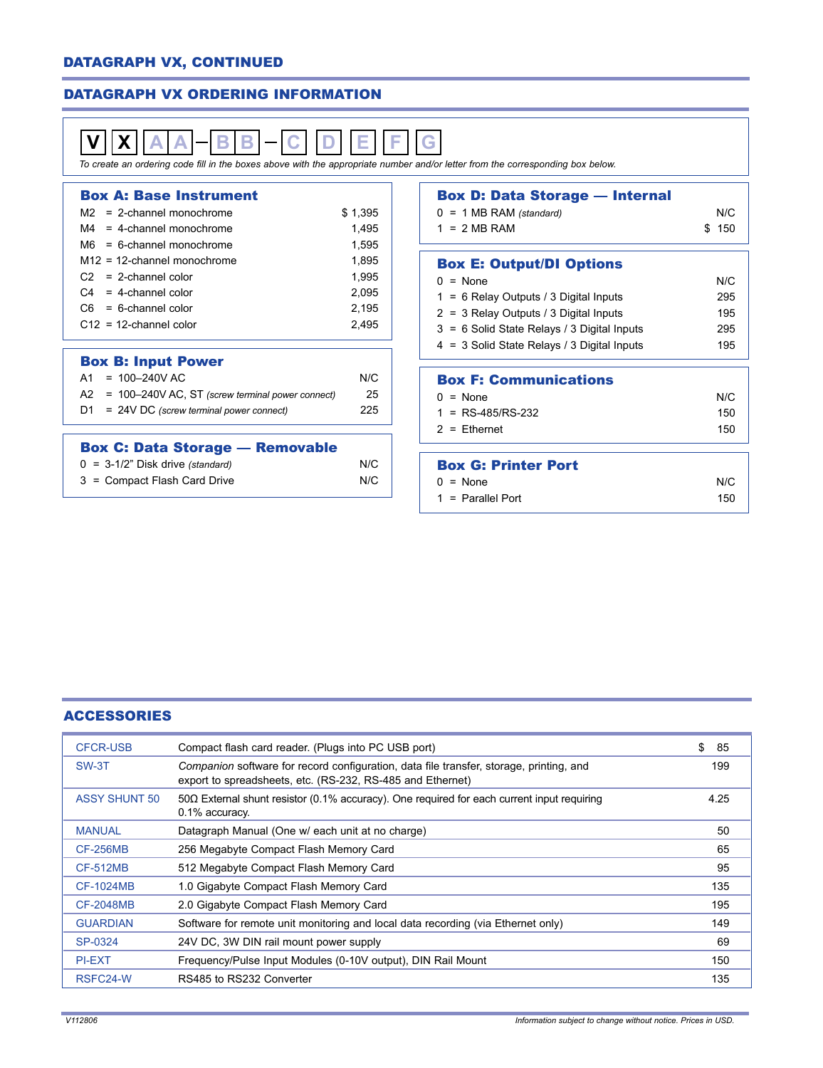## DATAGRAPH VX, CONTINUED

## DATAGRAPH VX ORDERING INFORMATION

V X A A – B B – C D E F G

*To create an ordering code fill in the boxes above with the appropriate number and/or letter from the corresponding box below.*

### Box A: Base Instrument

| | |
|---|---|
| M2 = 2-channel monochrome | $ 1,395 |
| M4 = 4-channel monochrome | 1,495 |
| M6 = 6-channel monochrome | 1,595 |
| M12 = 12-channel monochrome | 1,895 |
| C2 = 2-channel color | 1,995 |
| C4 = 4-channel color | 2,095 |
| C6 = 6-channel color | 2,195 |
| C12 = 12-channel color | 2,495 |

### Box B: Input Power

| | |
|---|---|
| A1 = 100–240V AC | N/C |
| A2 = 100–240V AC, ST *(screw terminal power connect)* | 25 |
| D1 = 24V DC *(screw terminal power connect)* | 225 |

### Box C: Data Storage — Removable

| | |
|---|---|
| 0 = 3-1/2" Disk drive *(standard)* | N/C |
| 3 = Compact Flash Card Drive | N/C |

### Box D: Data Storage — Internal

| | |
|---|---|
| 0 = 1 MB RAM *(standard)* | N/C |
| 1 = 2 MB RAM | $ 150 |

### Box E: Output/DI Options

| | |
|---|---|
| 0 = None | N/C |
| 1 = 6 Relay Outputs / 3 Digital Inputs | 295 |
| 2 = 3 Relay Outputs / 3 Digital Inputs | 195 |
| 3 = 6 Solid State Relays / 3 Digital Inputs | 295 |
| 4 = 3 Solid State Relays / 3 Digital Inputs | 195 |

### Box F: Communications

| | |
|---|---|
| 0 = None | N/C |
| 1 = RS-485/RS-232 | 150 |
| 2 = Ethernet | 150 |

### Box G: Printer Port

| | |
|---|---|
| 0 = None | N/C |
| 1 = Parallel Port | 150 |

## ACCESSORIES

| | | |
|---|---|---|
| CFCR-USB | Compact flash card reader. (Plugs into PC USB port) | $ 85 |
| SW-3T | *Companion* software for record configuration, data file transfer, storage, printing, and export to spreadsheets, etc. (RS-232, RS-485 and Ethernet) | 199 |
| ASSY SHUNT 50 | 50Ω External shunt resistor (0.1% accuracy). One required for each current input requiring 0.1% accuracy. | 4.25 |
| MANUAL | Datagraph Manual (One w/ each unit at no charge) | 50 |
| CF-256MB | 256 Megabyte Compact Flash Memory Card | 65 |
| CF-512MB | 512 Megabyte Compact Flash Memory Card | 95 |
| CF-1024MB | 1.0 Gigabyte Compact Flash Memory Card | 135 |
| CF-2048MB | 2.0 Gigabyte Compact Flash Memory Card | 195 |
| GUARDIAN | Software for remote unit monitoring and local data recording (via Ethernet only) | 149 |
| SP-0324 | 24V DC, 3W DIN rail mount power supply | 69 |
| PI-EXT | Frequency/Pulse Input Modules (0-10V output), DIN Rail Mount | 150 |
| RSFC24-W | RS485 to RS232 Converter | 135 |

V112806

*Information subject to change without notice. Prices in USD.*